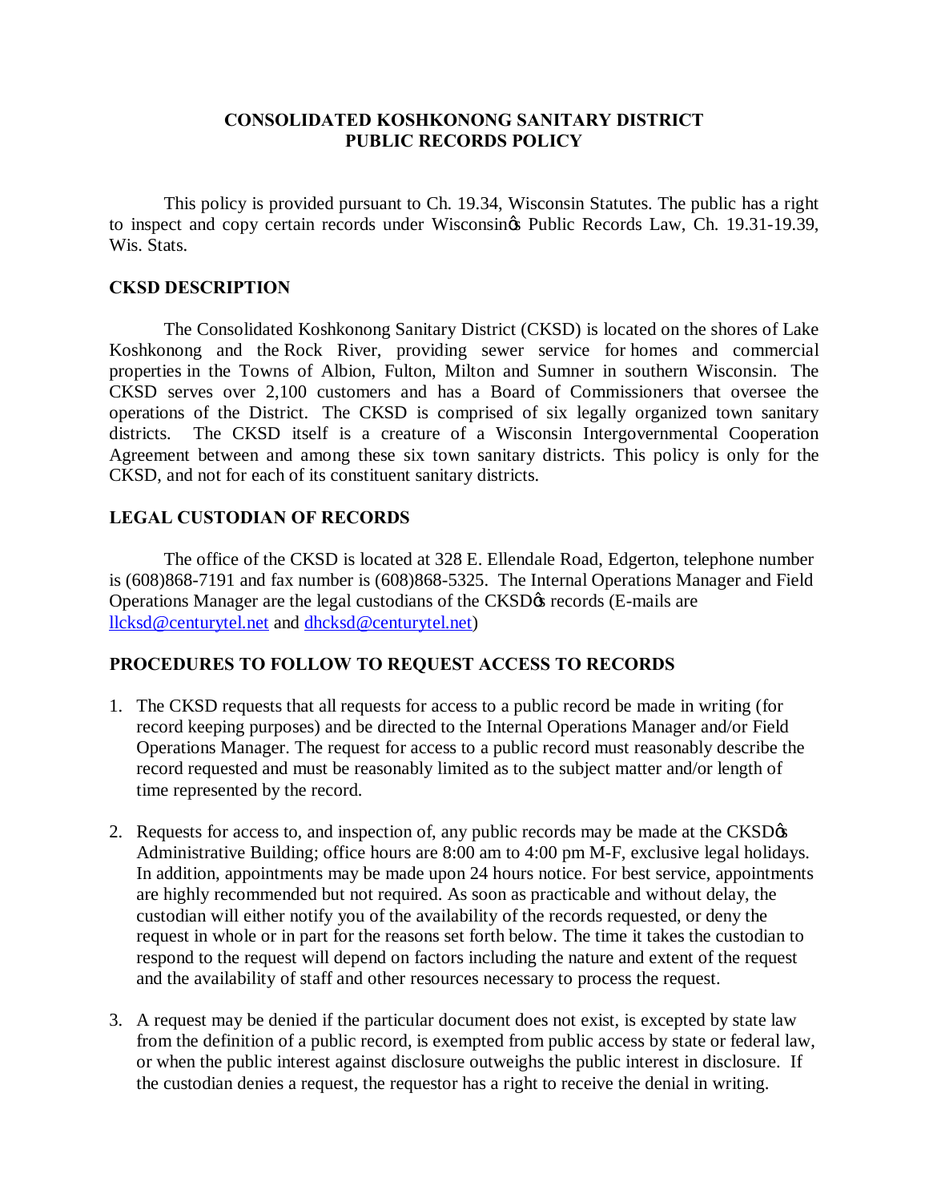# CONSOLIDATED KOSHKONONG SANITARY DISTRICT
# PUBLIC RECORDS POLICY

This policy is provided pursuant to Ch. 19.34, Wisconsin Statutes. The public has a right to inspect and copy certain records under Wisconsin's Public Records Law, Ch. 19.31-19.39, Wis. Stats.

## CKSD DESCRIPTION

The Consolidated Koshkonong Sanitary District (CKSD) is located on the shores of Lake Koshkonong and the Rock River, providing sewer service for homes and commercial properties in the Towns of Albion, Fulton, Milton and Sumner in southern Wisconsin. The CKSD serves over 2,100 customers and has a Board of Commissioners that oversee the operations of the District. The CKSD is comprised of six legally organized town sanitary districts. The CKSD itself is a creature of a Wisconsin Intergovernmental Cooperation Agreement between and among these six town sanitary districts. This policy is only for the CKSD, and not for each of its constituent sanitary districts.

## LEGAL CUSTODIAN OF RECORDS

The office of the CKSD is located at 328 E. Ellendale Road, Edgerton, telephone number is (608)868-7191 and fax number is (608)868-5325. The Internal Operations Manager and Field Operations Manager are the legal custodians of the CKSD's records (E-mails are llcksd@centurytel.net and dhcksd@centurytel.net)

## PROCEDURES TO FOLLOW TO REQUEST ACCESS TO RECORDS

1. The CKSD requests that all requests for access to a public record be made in writing (for record keeping purposes) and be directed to the Internal Operations Manager and/or Field Operations Manager. The request for access to a public record must reasonably describe the record requested and must be reasonably limited as to the subject matter and/or length of time represented by the record.

2. Requests for access to, and inspection of, any public records may be made at the CKSD's Administrative Building; office hours are 8:00 am to 4:00 pm M-F, exclusive legal holidays. In addition, appointments may be made upon 24 hours notice. For best service, appointments are highly recommended but not required. As soon as practicable and without delay, the custodian will either notify you of the availability of the records requested, or deny the request in whole or in part for the reasons set forth below. The time it takes the custodian to respond to the request will depend on factors including the nature and extent of the request and the availability of staff and other resources necessary to process the request.

3. A request may be denied if the particular document does not exist, is excepted by state law from the definition of a public record, is exempted from public access by state or federal law, or when the public interest against disclosure outweighs the public interest in disclosure. If the custodian denies a request, the requestor has a right to receive the denial in writing.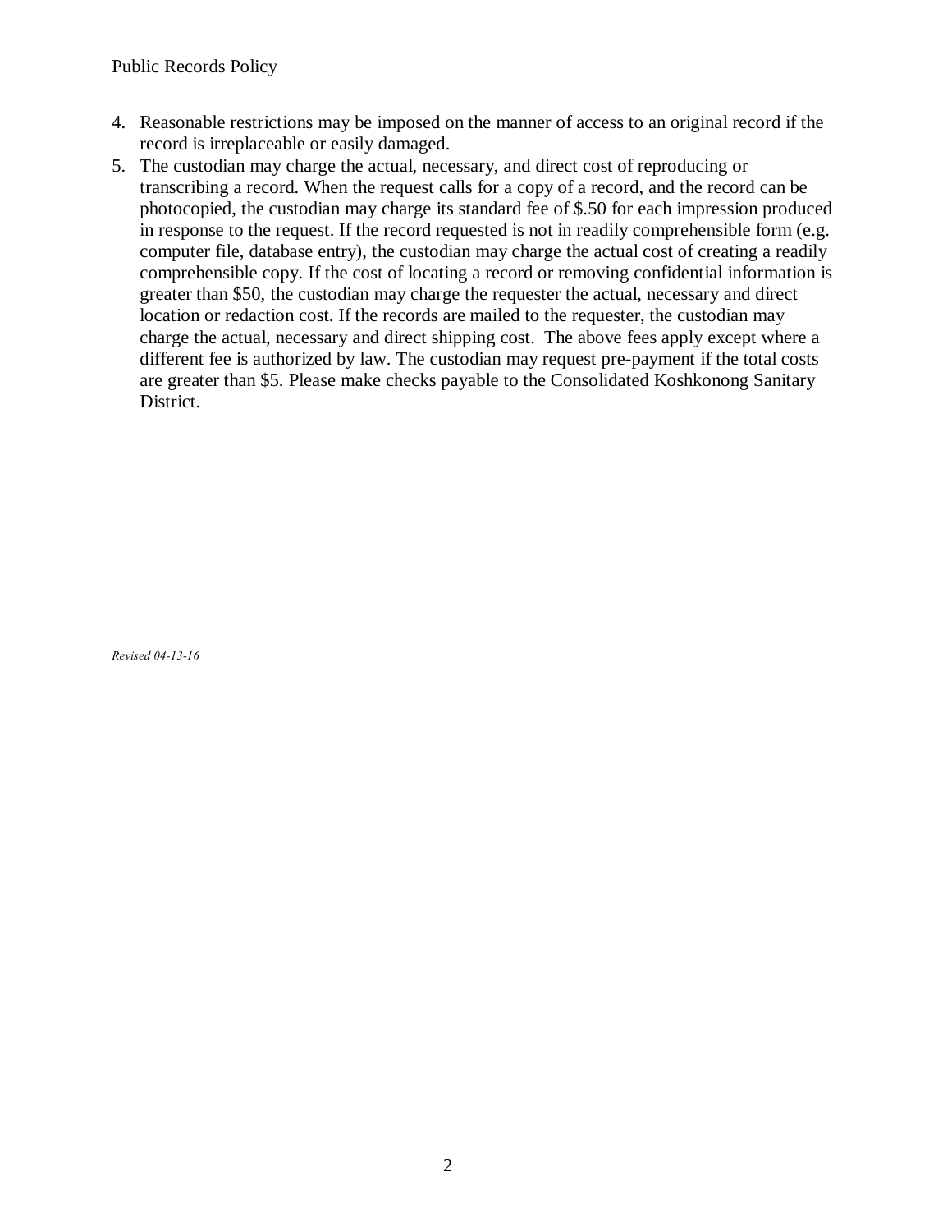4. Reasonable restrictions may be imposed on the manner of access to an original record if the record is irreplaceable or easily damaged.
5. The custodian may charge the actual, necessary, and direct cost of reproducing or transcribing a record. When the request calls for a copy of a record, and the record can be photocopied, the custodian may charge its standard fee of $.50 for each impression produced in response to the request. If the record requested is not in readily comprehensible form (e.g. computer file, database entry), the custodian may charge the actual cost of creating a readily comprehensible copy. If the cost of locating a record or removing confidential information is greater than $50, the custodian may charge the requester the actual, necessary and direct location or redaction cost. If the records are mailed to the requester, the custodian may charge the actual, necessary and direct shipping cost. The above fees apply except where a different fee is authorized by law. The custodian may request pre-payment if the total costs are greater than $5. Please make checks payable to the Consolidated Koshkonong Sanitary District.

*Revised 04-13-16*